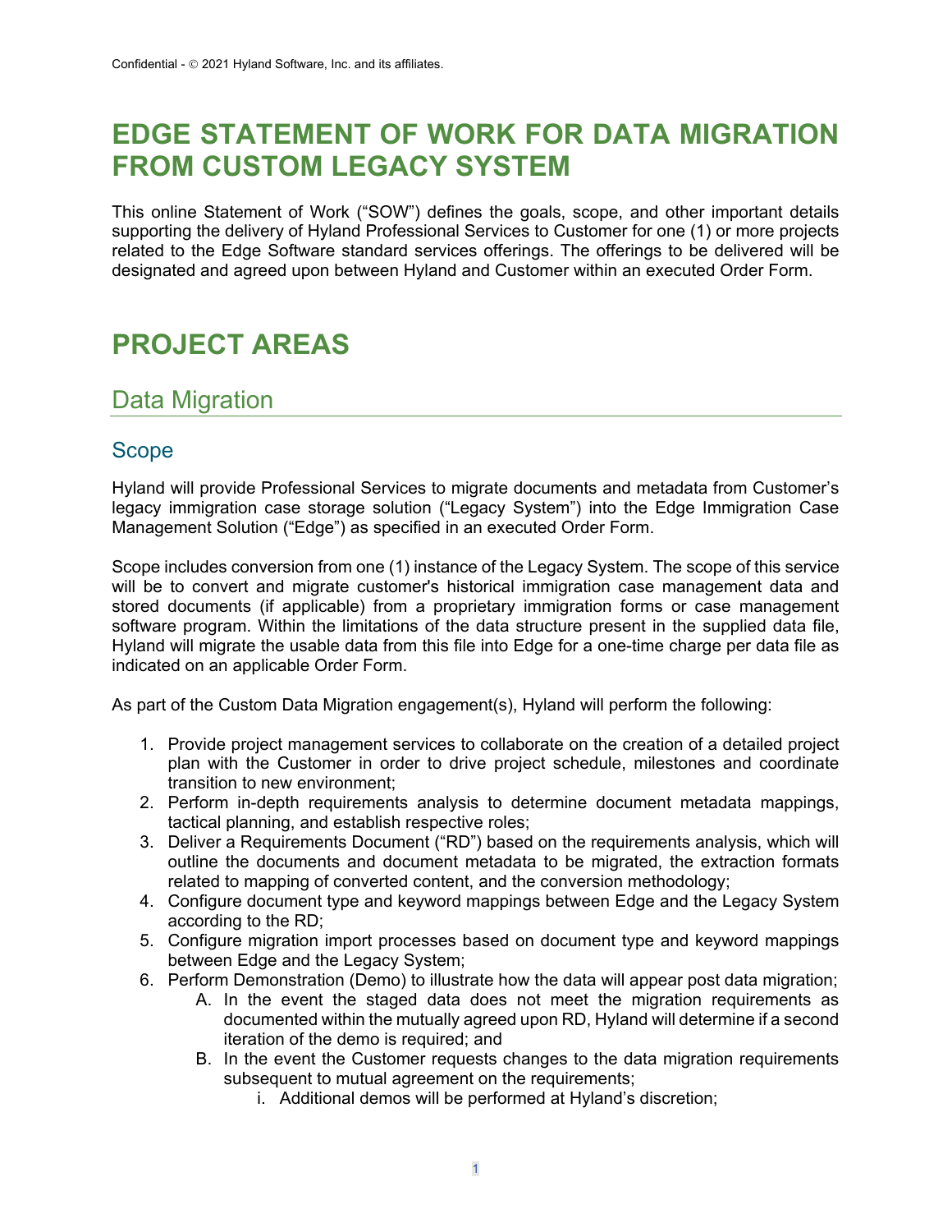Confidential - © 2021 Hyland Software, Inc. and its affiliates.

# EDGE STATEMENT OF WORK FOR DATA MIGRATION FROM CUSTOM LEGACY SYSTEM

This online Statement of Work ("SOW") defines the goals, scope, and other important details supporting the delivery of Hyland Professional Services to Customer for one (1) or more projects related to the Edge Software standard services offerings. The offerings to be delivered will be designated and agreed upon between Hyland and Customer within an executed Order Form.

# PROJECT AREAS

## Data Migration

### Scope

Hyland will provide Professional Services to migrate documents and metadata from Customer's legacy immigration case storage solution ("Legacy System") into the Edge Immigration Case Management Solution ("Edge") as specified in an executed Order Form.

Scope includes conversion from one (1) instance of the Legacy System. The scope of this service will be to convert and migrate customer's historical immigration case management data and stored documents (if applicable) from a proprietary immigration forms or case management software program. Within the limitations of the data structure present in the supplied data file, Hyland will migrate the usable data from this file into Edge for a one-time charge per data file as indicated on an applicable Order Form.

As part of the Custom Data Migration engagement(s), Hyland will perform the following:

1. Provide project management services to collaborate on the creation of a detailed project plan with the Customer in order to drive project schedule, milestones and coordinate transition to new environment;
2. Perform in-depth requirements analysis to determine document metadata mappings, tactical planning, and establish respective roles;
3. Deliver a Requirements Document ("RD") based on the requirements analysis, which will outline the documents and document metadata to be migrated, the extraction formats related to mapping of converted content, and the conversion methodology;
4. Configure document type and keyword mappings between Edge and the Legacy System according to the RD;
5. Configure migration import processes based on document type and keyword mappings between Edge and the Legacy System;
6. Perform Demonstration (Demo) to illustrate how the data will appear post data migration;
   A. In the event the staged data does not meet the migration requirements as documented within the mutually agreed upon RD, Hyland will determine if a second iteration of the demo is required; and
   B. In the event the Customer requests changes to the data migration requirements subsequent to mutual agreement on the requirements;
      i. Additional demos will be performed at Hyland's discretion;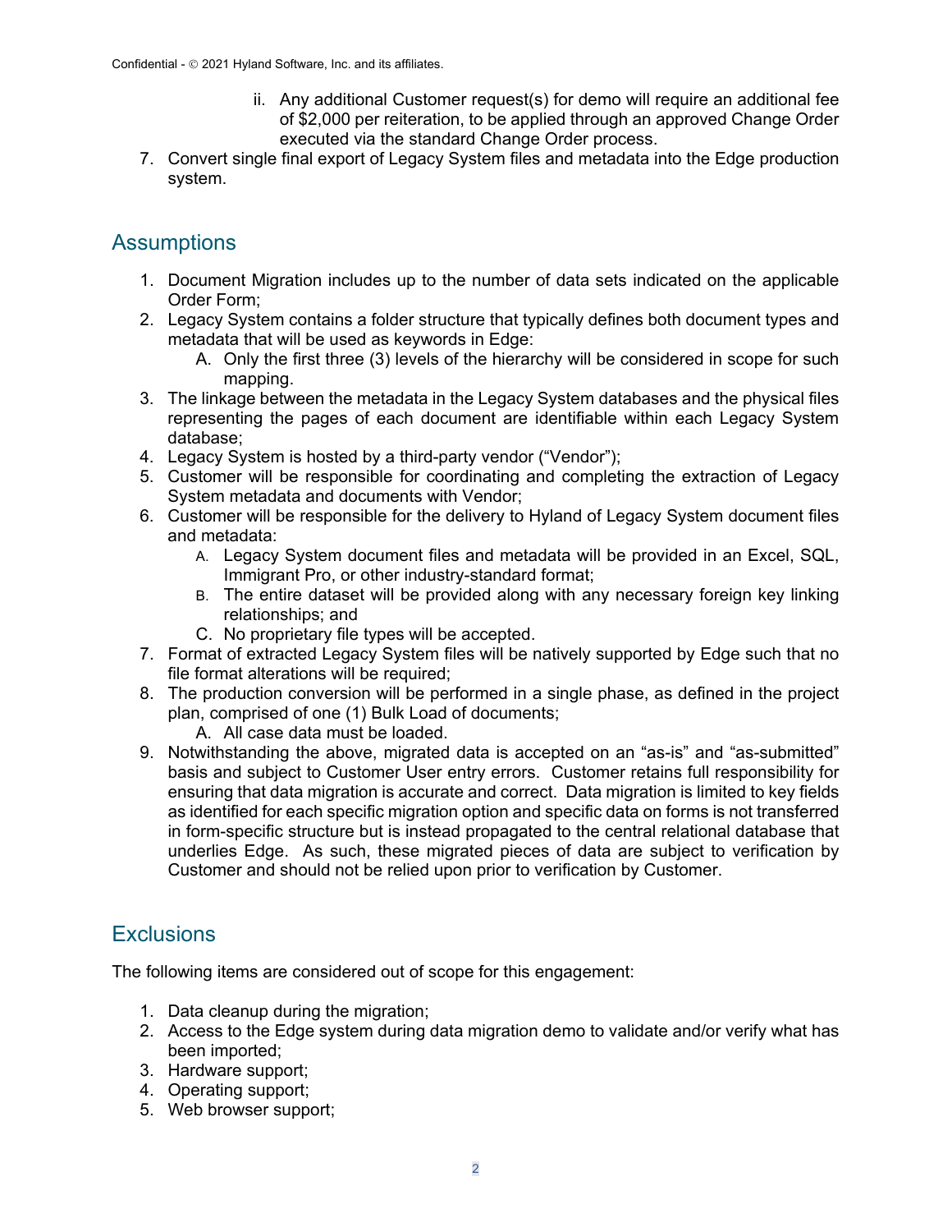ii. Any additional Customer request(s) for demo will require an additional fee of $2,000 per reiteration, to be applied through an approved Change Order executed via the standard Change Order process.

7. Convert single final export of Legacy System files and metadata into the Edge production system.

## Assumptions

1. Document Migration includes up to the number of data sets indicated on the applicable Order Form;
2. Legacy System contains a folder structure that typically defines both document types and metadata that will be used as keywords in Edge:
   A. Only the first three (3) levels of the hierarchy will be considered in scope for such mapping.
3. The linkage between the metadata in the Legacy System databases and the physical files representing the pages of each document are identifiable within each Legacy System database;
4. Legacy System is hosted by a third-party vendor ("Vendor");
5. Customer will be responsible for coordinating and completing the extraction of Legacy System metadata and documents with Vendor;
6. Customer will be responsible for the delivery to Hyland of Legacy System document files and metadata:
   A. Legacy System document files and metadata will be provided in an Excel, SQL, Immigrant Pro, or other industry-standard format;
   B. The entire dataset will be provided along with any necessary foreign key linking relationships; and
   C. No proprietary file types will be accepted.
7. Format of extracted Legacy System files will be natively supported by Edge such that no file format alterations will be required;
8. The production conversion will be performed in a single phase, as defined in the project plan, comprised of one (1) Bulk Load of documents;
   A. All case data must be loaded.
9. Notwithstanding the above, migrated data is accepted on an "as-is" and "as-submitted" basis and subject to Customer User entry errors. Customer retains full responsibility for ensuring that data migration is accurate and correct. Data migration is limited to key fields as identified for each specific migration option and specific data on forms is not transferred in form-specific structure but is instead propagated to the central relational database that underlies Edge. As such, these migrated pieces of data are subject to verification by Customer and should not be relied upon prior to verification by Customer.

## Exclusions

The following items are considered out of scope for this engagement:

1. Data cleanup during the migration;
2. Access to the Edge system during data migration demo to validate and/or verify what has been imported;
3. Hardware support;
4. Operating support;
5. Web browser support;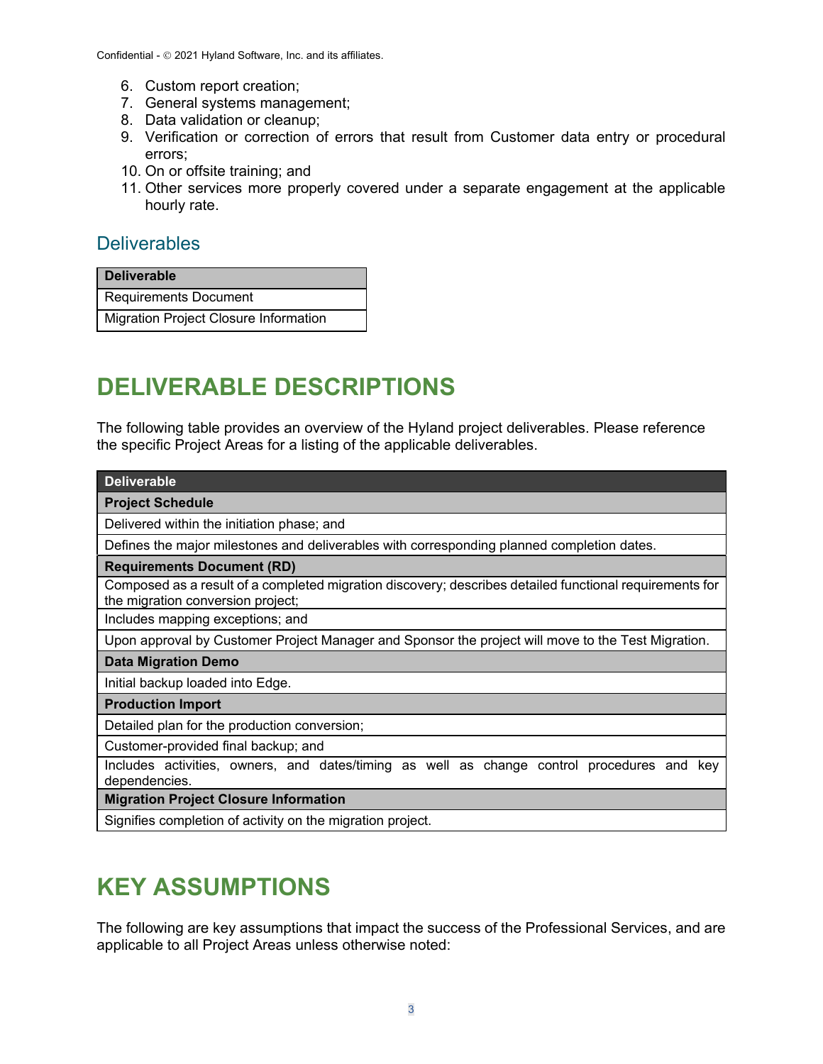6. Custom report creation;
7. General systems management;
8. Data validation or cleanup;
9. Verification or correction of errors that result from Customer data entry or procedural errors;
10. On or offsite training; and
11. Other services more properly covered under a separate engagement at the applicable hourly rate.

## Deliverables

| Deliverable |
|---|
| Requirements Document |
| Migration Project Closure Information |

# DELIVERABLE DESCRIPTIONS

The following table provides an overview of the Hyland project deliverables. Please reference the specific Project Areas for a listing of the applicable deliverables.

| Deliverable |
|---|
| **Project Schedule** |
| Delivered within the initiation phase; and |
| Defines the major milestones and deliverables with corresponding planned completion dates. |
| **Requirements Document (RD)** |
| Composed as a result of a completed migration discovery; describes detailed functional requirements for the migration conversion project; |
| Includes mapping exceptions; and |
| Upon approval by Customer Project Manager and Sponsor the project will move to the Test Migration. |
| **Data Migration Demo** |
| Initial backup loaded into Edge. |
| **Production Import** |
| Detailed plan for the production conversion; |
| Customer-provided final backup; and |
| Includes activities, owners, and dates/timing as well as change control procedures and key dependencies. |
| **Migration Project Closure Information** |
| Signifies completion of activity on the migration project. |

# KEY ASSUMPTIONS

The following are key assumptions that impact the success of the Professional Services, and are applicable to all Project Areas unless otherwise noted: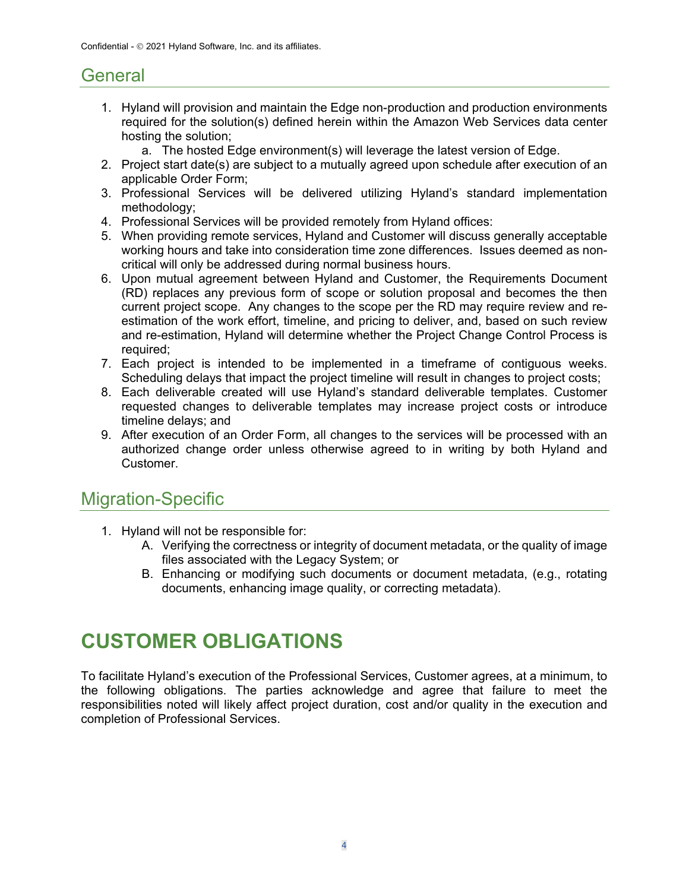## General

1. Hyland will provision and maintain the Edge non-production and production environments required for the solution(s) defined herein within the Amazon Web Services data center hosting the solution;
    a. The hosted Edge environment(s) will leverage the latest version of Edge.
2. Project start date(s) are subject to a mutually agreed upon schedule after execution of an applicable Order Form;
3. Professional Services will be delivered utilizing Hyland's standard implementation methodology;
4. Professional Services will be provided remotely from Hyland offices:
5. When providing remote services, Hyland and Customer will discuss generally acceptable working hours and take into consideration time zone differences. Issues deemed as non-critical will only be addressed during normal business hours.
6. Upon mutual agreement between Hyland and Customer, the Requirements Document (RD) replaces any previous form of scope or solution proposal and becomes the then current project scope. Any changes to the scope per the RD may require review and re-estimation of the work effort, timeline, and pricing to deliver, and, based on such review and re-estimation, Hyland will determine whether the Project Change Control Process is required;
7. Each project is intended to be implemented in a timeframe of contiguous weeks. Scheduling delays that impact the project timeline will result in changes to project costs;
8. Each deliverable created will use Hyland's standard deliverable templates. Customer requested changes to deliverable templates may increase project costs or introduce timeline delays; and
9. After execution of an Order Form, all changes to the services will be processed with an authorized change order unless otherwise agreed to in writing by both Hyland and Customer.

## Migration-Specific

1. Hyland will not be responsible for:
    A. Verifying the correctness or integrity of document metadata, or the quality of image files associated with the Legacy System; or
    B. Enhancing or modifying such documents or document metadata, (e.g., rotating documents, enhancing image quality, or correcting metadata).

# CUSTOMER OBLIGATIONS

To facilitate Hyland's execution of the Professional Services, Customer agrees, at a minimum, to the following obligations. The parties acknowledge and agree that failure to meet the responsibilities noted will likely affect project duration, cost and/or quality in the execution and completion of Professional Services.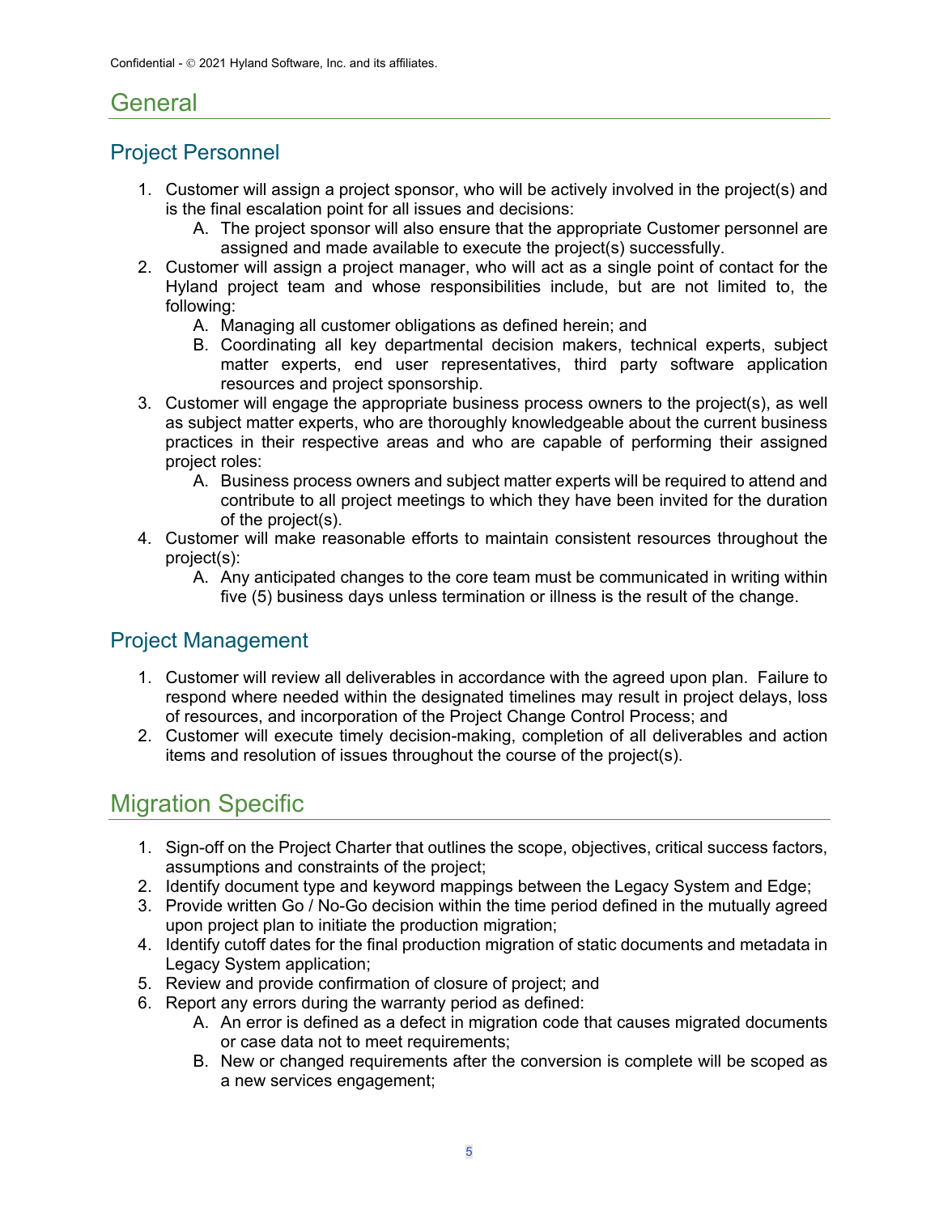# General

## Project Personnel

1. Customer will assign a project sponsor, who will be actively involved in the project(s) and is the final escalation point for all issues and decisions:
   A. The project sponsor will also ensure that the appropriate Customer personnel are assigned and made available to execute the project(s) successfully.
2. Customer will assign a project manager, who will act as a single point of contact for the Hyland project team and whose responsibilities include, but are not limited to, the following:
   A. Managing all customer obligations as defined herein; and
   B. Coordinating all key departmental decision makers, technical experts, subject matter experts, end user representatives, third party software application resources and project sponsorship.
3. Customer will engage the appropriate business process owners to the project(s), as well as subject matter experts, who are thoroughly knowledgeable about the current business practices in their respective areas and who are capable of performing their assigned project roles:
   A. Business process owners and subject matter experts will be required to attend and contribute to all project meetings to which they have been invited for the duration of the project(s).
4. Customer will make reasonable efforts to maintain consistent resources throughout the project(s):
   A. Any anticipated changes to the core team must be communicated in writing within five (5) business days unless termination or illness is the result of the change.

## Project Management

1. Customer will review all deliverables in accordance with the agreed upon plan. Failure to respond where needed within the designated timelines may result in project delays, loss of resources, and incorporation of the Project Change Control Process; and
2. Customer will execute timely decision-making, completion of all deliverables and action items and resolution of issues throughout the course of the project(s).

# Migration Specific

1. Sign-off on the Project Charter that outlines the scope, objectives, critical success factors, assumptions and constraints of the project;
2. Identify document type and keyword mappings between the Legacy System and Edge;
3. Provide written Go / No-Go decision within the time period defined in the mutually agreed upon project plan to initiate the production migration;
4. Identify cutoff dates for the final production migration of static documents and metadata in Legacy System application;
5. Review and provide confirmation of closure of project; and
6. Report any errors during the warranty period as defined:
   A. An error is defined as a defect in migration code that causes migrated documents or case data not to meet requirements;
   B. New or changed requirements after the conversion is complete will be scoped as a new services engagement;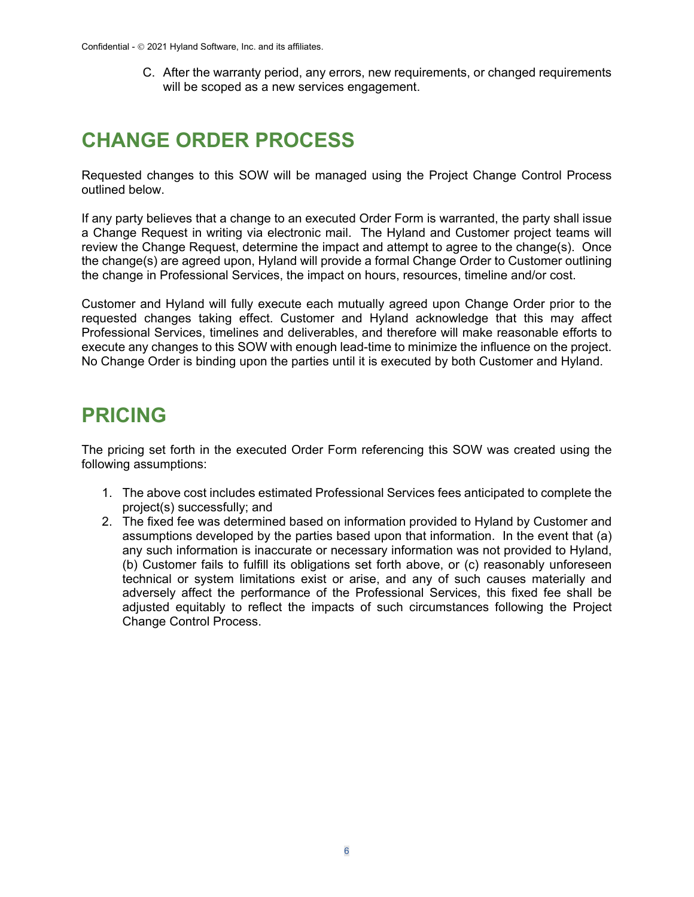C. After the warranty period, any errors, new requirements, or changed requirements will be scoped as a new services engagement.

# CHANGE ORDER PROCESS

Requested changes to this SOW will be managed using the Project Change Control Process outlined below.

If any party believes that a change to an executed Order Form is warranted, the party shall issue a Change Request in writing via electronic mail. The Hyland and Customer project teams will review the Change Request, determine the impact and attempt to agree to the change(s). Once the change(s) are agreed upon, Hyland will provide a formal Change Order to Customer outlining the change in Professional Services, the impact on hours, resources, timeline and/or cost.

Customer and Hyland will fully execute each mutually agreed upon Change Order prior to the requested changes taking effect. Customer and Hyland acknowledge that this may affect Professional Services, timelines and deliverables, and therefore will make reasonable efforts to execute any changes to this SOW with enough lead-time to minimize the influence on the project. No Change Order is binding upon the parties until it is executed by both Customer and Hyland.

# PRICING

The pricing set forth in the executed Order Form referencing this SOW was created using the following assumptions:

1. The above cost includes estimated Professional Services fees anticipated to complete the project(s) successfully; and
2. The fixed fee was determined based on information provided to Hyland by Customer and assumptions developed by the parties based upon that information. In the event that (a) any such information is inaccurate or necessary information was not provided to Hyland, (b) Customer fails to fulfill its obligations set forth above, or (c) reasonably unforeseen technical or system limitations exist or arise, and any of such causes materially and adversely affect the performance of the Professional Services, this fixed fee shall be adjusted equitably to reflect the impacts of such circumstances following the Project Change Control Process.